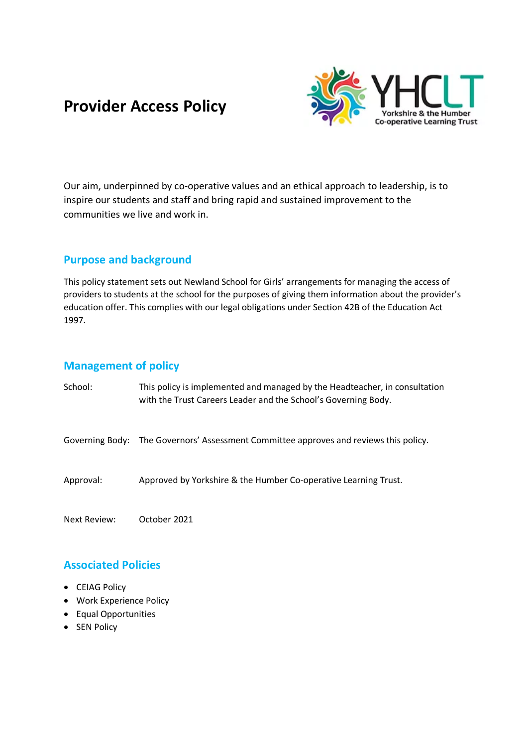# Provider Access Policy

Our aim, underpinned by co-operative values and an ethical approach to leadership, is to inspire our students and staff and bring rapid and sustained improvement to the communities we live and work in.

## Purpose and background

This policy statement sets out Newland School for Girls' arrangements for managing the access of providers to students at the school for the purposes of giving them information about the provider's education offer. This complies with our legal obligations under Section 42B of the Education Act 1997.

## Management of policy

| | |
|---|---|
| School: | This policy is implemented and managed by the Headteacher, in consultation with the Trust Careers Leader and the School's Governing Body. |
| Governing Body: | The Governors' Assessment Committee approves and reviews this policy. |
| Approval: | Approved by Yorkshire & the Humber Co-operative Learning Trust. |
| Next Review: | October 2021 |

## Associated Policies

- CEIAG Policy
- Work Experience Policy
- Equal Opportunities
- SEN Policy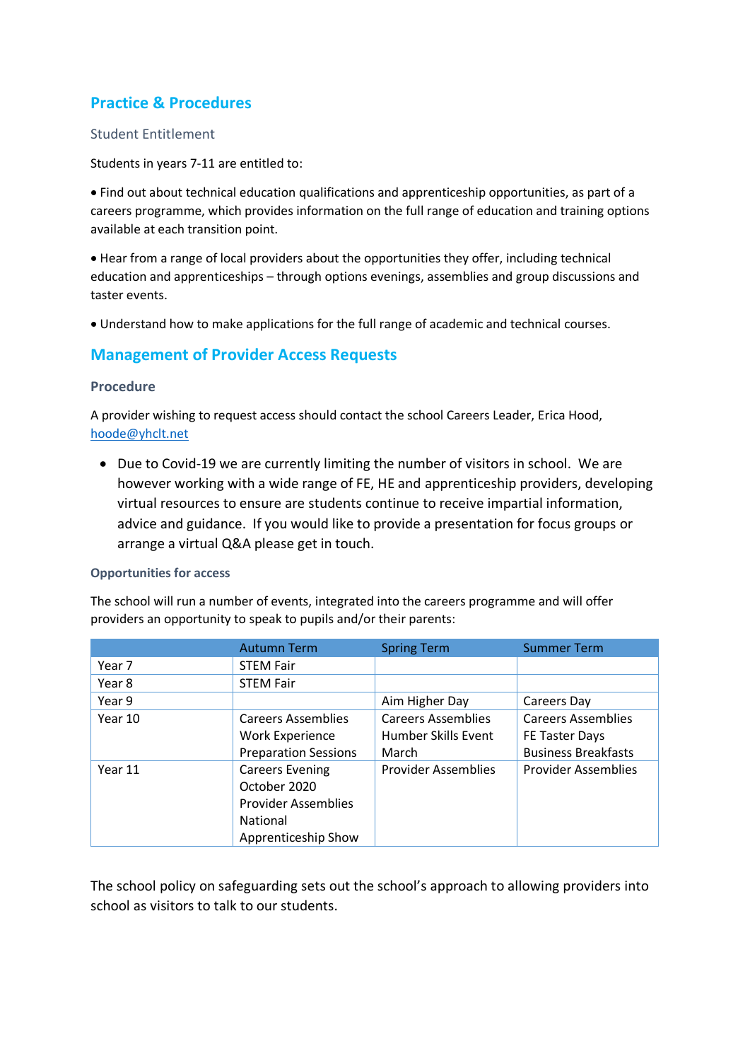## Practice & Procedures

### Student Entitlement

Students in years 7-11 are entitled to:

- Find out about technical education qualifications and apprenticeship opportunities, as part of a careers programme, which provides information on the full range of education and training options available at each transition point.
- Hear from a range of local providers about the opportunities they offer, including technical education and apprenticeships – through options evenings, assemblies and group discussions and taster events.
- Understand how to make applications for the full range of academic and technical courses.

## Management of Provider Access Requests

### Procedure

A provider wishing to request access should contact the school Careers Leader, Erica Hood, hoode@yhclt.net

- Due to Covid-19 we are currently limiting the number of visitors in school. We are however working with a wide range of FE, HE and apprenticeship providers, developing virtual resources to ensure are students continue to receive impartial information, advice and guidance. If you would like to provide a presentation for focus groups or arrange a virtual Q&A please get in touch.

#### Opportunities for access

The school will run a number of events, integrated into the careers programme and will offer providers an opportunity to speak to pupils and/or their parents:

| | Autumn Term | Spring Term | Summer Term |
|---|---|---|---|
| Year 7 | STEM Fair | | |
| Year 8 | STEM Fair | | |
| Year 9 | | Aim Higher Day | Careers Day |
| Year 10 | Careers Assemblies<br>Work Experience Preparation Sessions | Careers Assemblies<br>Humber Skills Event March | Careers Assemblies<br>FE Taster Days<br>Business Breakfasts |
| Year 11 | Careers Evening October 2020<br>Provider Assemblies<br>National Apprenticeship Show | Provider Assemblies | Provider Assemblies |

The school policy on safeguarding sets out the school's approach to allowing providers into school as visitors to talk to our students.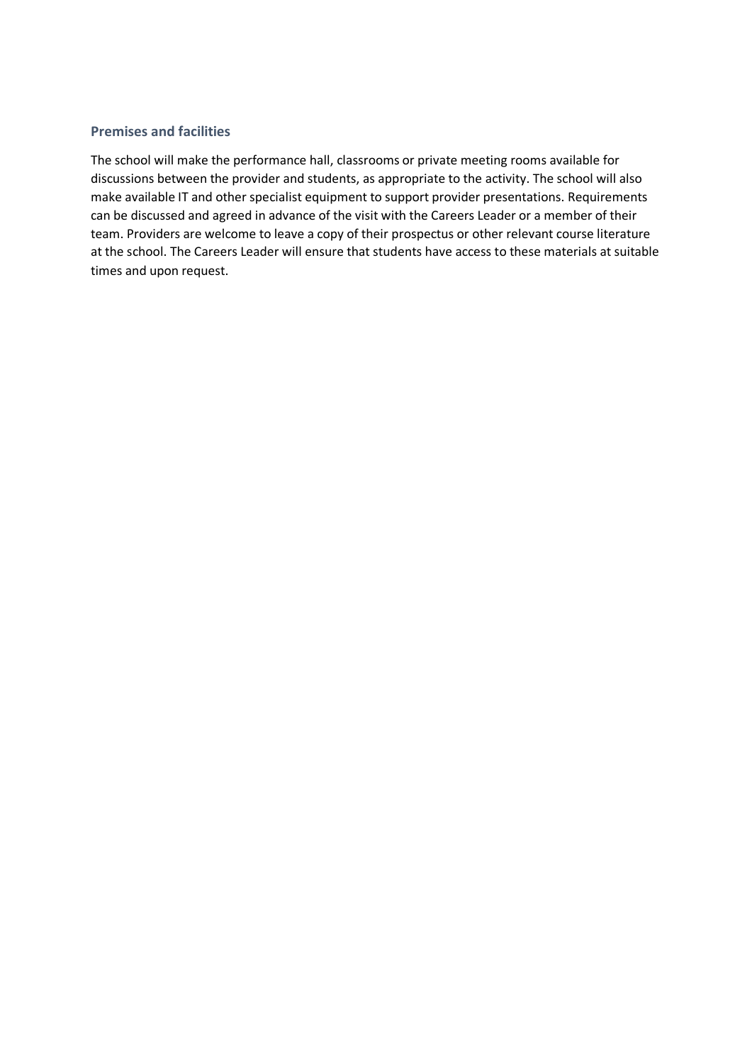### Premises and facilities

The school will make the performance hall, classrooms or private meeting rooms available for discussions between the provider and students, as appropriate to the activity. The school will also make available IT and other specialist equipment to support provider presentations. Requirements can be discussed and agreed in advance of the visit with the Careers Leader or a member of their team. Providers are welcome to leave a copy of their prospectus or other relevant course literature at the school. The Careers Leader will ensure that students have access to these materials at suitable times and upon request.